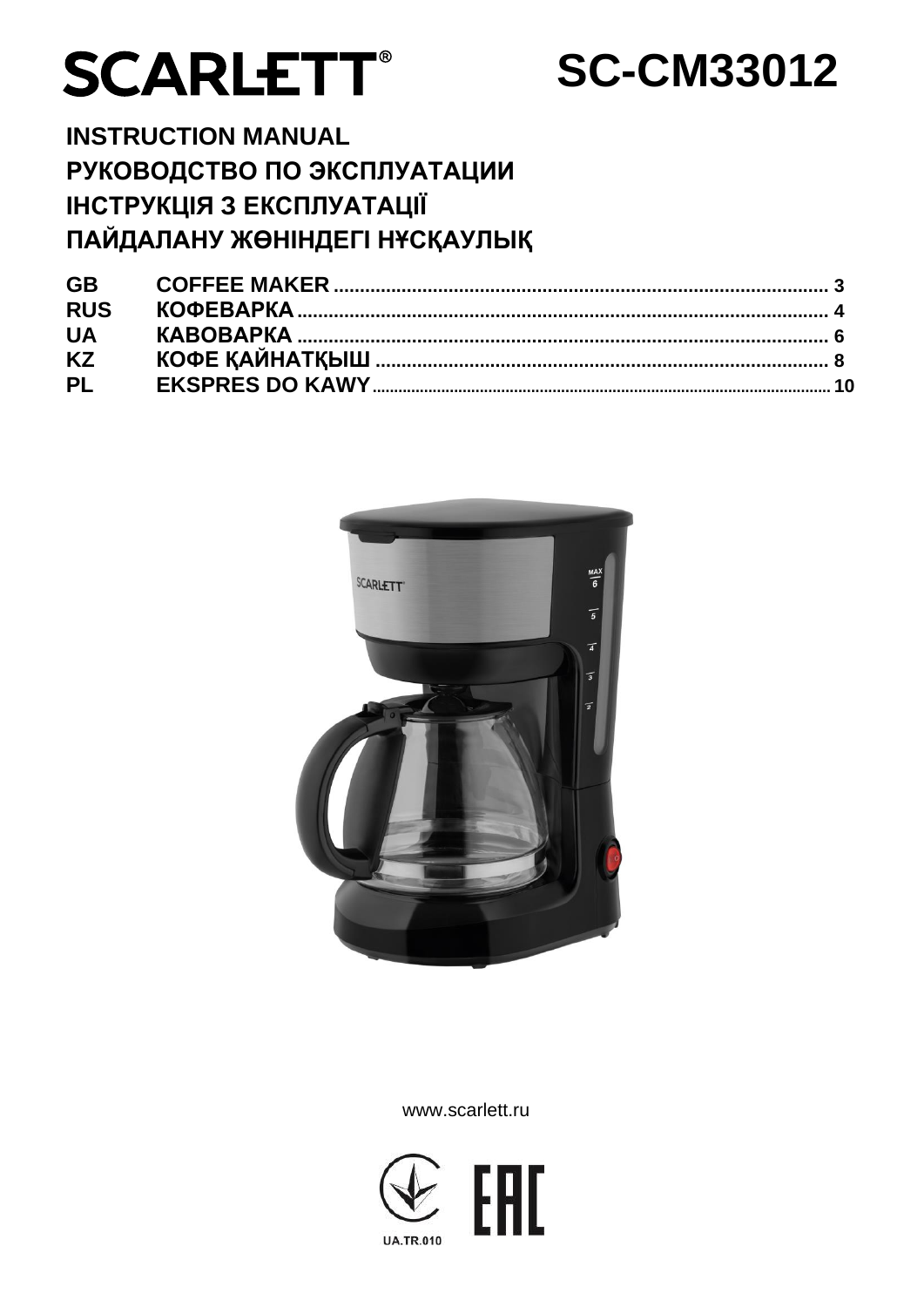# SCARLETT® SC-CM33012

## INSTRUCTION MANUAL
## РУКОВОДСТВО ПО ЭКСПЛУАТАЦИИ
## ІНСТРУКЦІЯ З ЕКСПЛУАТАЦІЇ
## ПАЙДАЛАНУ ЖӨНІНДЕГІ НҰСҚАУЛЫҚ

| | | |
|---|---|---|
| **GB** | **COFFEE MAKER** | **3** |
| **RUS** | **КОФЕВАРКА** | **4** |
| **UA** | **КАВОВАРКА** | **6** |
| **KZ** | **КОФЕ ҚАЙНАТҚЫШ** | **8** |
| **PL** | **EKSPRES DO KAWY** | **10** |

www.scarlett.ru

UA.TR.010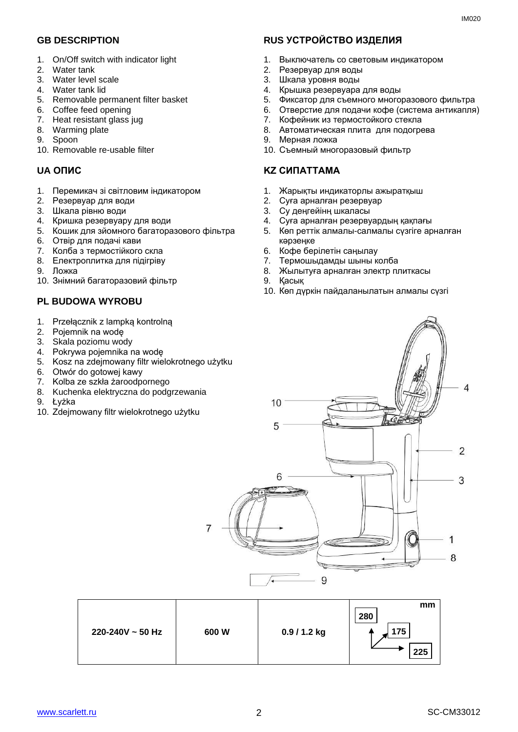## GB DESCRIPTION

1. On/Off switch with indicator light
2. Water tank
3. Water level scale
4. Water tank lid
5. Removable permanent filter basket
6. Coffee feed opening
7. Heat resistant glass jug
8. Warming plate
9. Spoon
10. Removable re-usable filter

## RUS УСТРОЙСТВО ИЗДЕЛИЯ

1. Выключатель со световым индикатором
2. Резервуар для воды
3. Шкала уровня воды
4. Крышка резервуара для воды
5. Фиксатор для съемного многоразового фильтра
6. Отверстие для подачи кофе (система антикапля)
7. Кофейник из термостойкого стекла
8. Автоматическая плита для подогрева
9. Мерная ложка
10. Съемный многоразовый фильтр

## UA ОПИС

1. Перемикач зі світловим індикатором
2. Резервуар для води
3. Шкала рівню води
4. Кришка резервуару для води
5. Кошик для зйомного багаторазового фільтра
6. Отвір для подачі кави
7. Колба з термостійкого скла
8. Електроплитка для підігріву
9. Ложка
10. Знімний багаторазовий фільтр

## KZ СИПАТТАМА

1. Жарықты индикаторлы ажыратқыш
2. Суға арналған резервуар
3. Су деңгейінң шкаласы
4. Суға арналған резервуардың қақпағы
5. Көп реттік алмалы-салмалы сүзгіге арналған кәрзеңке
6. Кофе берілетін саңылау
7. Термошыдамды шыны колба
8. Жылытуға арналған электр плиткасы
9. Қасық
10. Көп дүркін пайдаланылатын алмалы сүзгі

## PL BUDOWA WYROBU

1. Przełącznik z lampką kontrolną
2. Pojemnik na wodę
3. Skala poziomu wody
4. Pokrywa pojemnika na wodę
5. Kosz na zdejmowany filtr wielokrotnego użytku
6. Otwór do gotowej kawy
7. Kolba ze szkła żaroodpornego
8. Kuchenka elektryczna do podgrzewania
9. Łyżka
10. Zdejmowany filtr wielokrotnego użytku

| 220-240V ~ 50 Hz | 600 W | 0.9 / 1.2 kg | mm: 280 / 175 / 225 |
|---|---|---|---|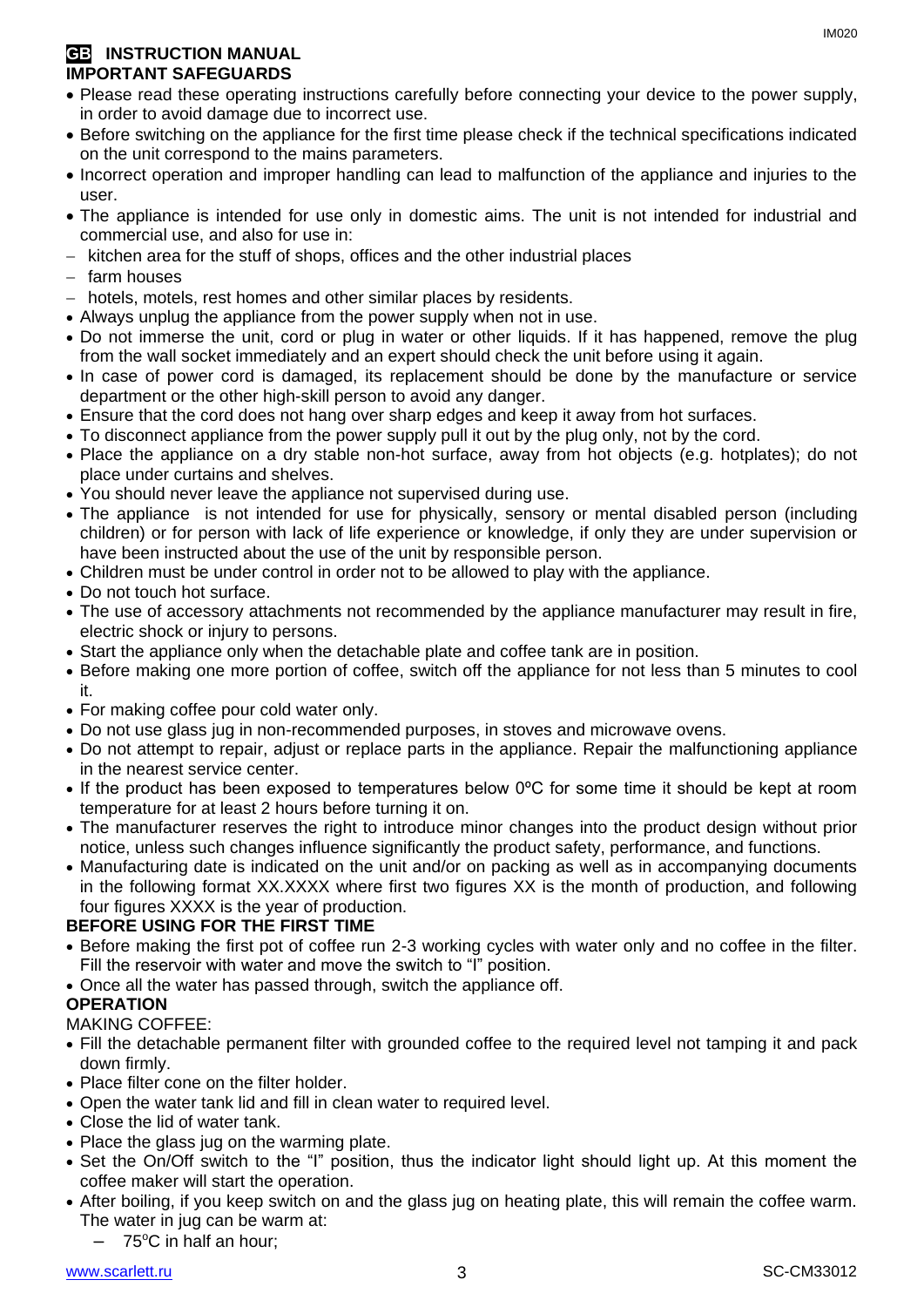## GB INSTRUCTION MANUAL

### IMPORTANT SAFEGUARDS

- Please read these operating instructions carefully before connecting your device to the power supply, in order to avoid damage due to incorrect use.
- Before switching on the appliance for the first time please check if the technical specifications indicated on the unit correspond to the mains parameters.
- Incorrect operation and improper handling can lead to malfunction of the appliance and injuries to the user.
- The appliance is intended for use only in domestic aims. The unit is not intended for industrial and commercial use, and also for use in:
  - kitchen area for the stuff of shops, offices and the other industrial places
  - farm houses
  - hotels, motels, rest homes and other similar places by residents.
- Always unplug the appliance from the power supply when not in use.
- Do not immerse the unit, cord or plug in water or other liquids. If it has happened, remove the plug from the wall socket immediately and an expert should check the unit before using it again.
- In case of power cord is damaged, its replacement should be done by the manufacture or service department or the other high-skill person to avoid any danger.
- Ensure that the cord does not hang over sharp edges and keep it away from hot surfaces.
- To disconnect appliance from the power supply pull it out by the plug only, not by the cord.
- Place the appliance on a dry stable non-hot surface, away from hot objects (e.g. hotplates); do not place under curtains and shelves.
- You should never leave the appliance not supervised during use.
- The appliance is not intended for use for physically, sensory or mental disabled person (including children) or for person with lack of life experience or knowledge, if only they are under supervision or have been instructed about the use of the unit by responsible person.
- Children must be under control in order not to be allowed to play with the appliance.
- Do not touch hot surface.
- The use of accessory attachments not recommended by the appliance manufacturer may result in fire, electric shock or injury to persons.
- Start the appliance only when the detachable plate and coffee tank are in position.
- Before making one more portion of coffee, switch off the appliance for not less than 5 minutes to cool it.
- For making coffee pour cold water only.
- Do not use glass jug in non-recommended purposes, in stoves and microwave ovens.
- Do not attempt to repair, adjust or replace parts in the appliance. Repair the malfunctioning appliance in the nearest service center.
- If the product has been exposed to temperatures below 0ºC for some time it should be kept at room temperature for at least 2 hours before turning it on.
- The manufacturer reserves the right to introduce minor changes into the product design without prior notice, unless such changes influence significantly the product safety, performance, and functions.
- Manufacturing date is indicated on the unit and/or on packing as well as in accompanying documents in the following format XX.XXXX where first two figures XX is the month of production, and following four figures XXXX is the year of production.

### BEFORE USING FOR THE FIRST TIME

- Before making the first pot of coffee run 2-3 working cycles with water only and no coffee in the filter. Fill the reservoir with water and move the switch to "I" position.
- Once all the water has passed through, switch the appliance off.

### OPERATION

MAKING COFFEE:

- Fill the detachable permanent filter with grounded coffee to the required level not tamping it and pack down firmly.
- Place filter cone on the filter holder.
- Open the water tank lid and fill in clean water to required level.
- Close the lid of water tank.
- Place the glass jug on the warming plate.
- Set the On/Off switch to the "I" position, thus the indicator light should light up. At this moment the coffee maker will start the operation.
- After boiling, if you keep switch on and the glass jug on heating plate, this will remain the coffee warm. The water in jug can be warm at:
  - 75ºC in half an hour;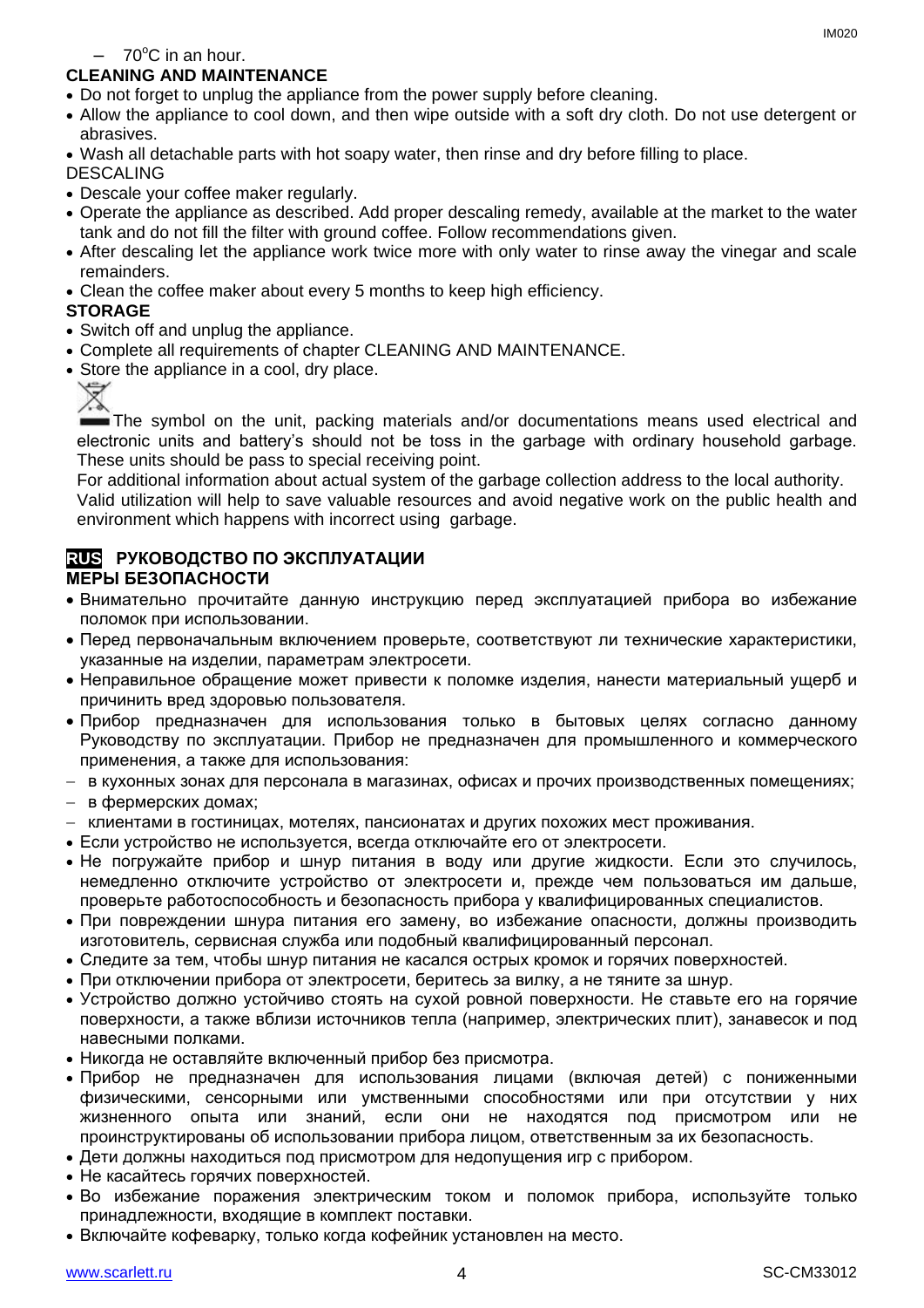– 70°C in an hour.

**CLEANING AND MAINTENANCE**

- Do not forget to unplug the appliance from the power supply before cleaning.
- Allow the appliance to cool down, and then wipe outside with a soft dry cloth. Do not use detergent or abrasives.
- Wash all detachable parts with hot soapy water, then rinse and dry before filling to place.

DESCALING

- Descale your coffee maker regularly.
- Operate the appliance as described. Add proper descaling remedy, available at the market to the water tank and do not fill the filter with ground coffee. Follow recommendations given.
- After descaling let the appliance work twice more with only water to rinse away the vinegar and scale remainders.
- Clean the coffee maker about every 5 months to keep high efficiency.

**STORAGE**

- Switch off and unplug the appliance.
- Complete all requirements of chapter CLEANING AND MAINTENANCE.
- Store the appliance in a cool, dry place.

The symbol on the unit, packing materials and/or documentations means used electrical and electronic units and battery's should not be toss in the garbage with ordinary household garbage. These units should be pass to special receiving point.

For additional information about actual system of the garbage collection address to the local authority.

Valid utilization will help to save valuable resources and avoid negative work on the public health and environment which happens with incorrect using garbage.

## RUS РУКОВОДСТВО ПО ЭКСПЛУАТАЦИИ

**МЕРЫ БЕЗОПАСНОСТИ**

- Внимательно прочитайте данную инструкцию перед эксплуатацией прибора во избежание поломок при использовании.
- Перед первоначальным включением проверьте, соответствуют ли технические характеристики, указанные на изделии, параметрам электросети.
- Неправильное обращение может привести к поломке изделия, нанести материальный ущерб и причинить вред здоровью пользователя.
- Прибор предназначен для использования только в бытовых целях согласно данному Руководству по эксплуатации. Прибор не предназначен для промышленного и коммерческого применения, а также для использования:
  - в кухонных зонах для персонала в магазинах, офисах и прочих производственных помещениях;
  - в фермерских домах;
  - клиентами в гостиницах, мотелях, пансионатах и других похожих мест проживания.
- Если устройство не используется, всегда отключайте его от электросети.
- Не погружайте прибор и шнур питания в воду или другие жидкости. Если это случилось, немедленно отключите устройство от электросети и, прежде чем пользоваться им дальше, проверьте работоспособность и безопасность прибора у квалифицированных специалистов.
- При повреждении шнура питания его замену, во избежание опасности, должны производить изготовитель, сервисная служба или подобный квалифицированный персонал.
- Следите за тем, чтобы шнур питания не касался острых кромок и горячих поверхностей.
- При отключении прибора от электросети, беритесь за вилку, а не тяните за шнур.
- Устройство должно устойчиво стоять на сухой ровной поверхности. Не ставьте его на горячие поверхности, а также вблизи источников тепла (например, электрических плит), занавесок и под навесными полками.
- Никогда не оставляйте включенный прибор без присмотра.
- Прибор не предназначен для использования лицами (включая детей) с пониженными физическими, сенсорными или умственными способностями или при отсутствии у них жизненного опыта или знаний, если они не находятся под присмотром или не проинструктированы об использовании прибора лицом, ответственным за их безопасность.
- Дети должны находиться под присмотром для недопущения игр с прибором.
- Не касайтесь горячих поверхностей.
- Во избежание поражения электрическим током и поломок прибора, используйте только принадлежности, входящие в комплект поставки.
- Включайте кофеварку, только когда кофейник установлен на место.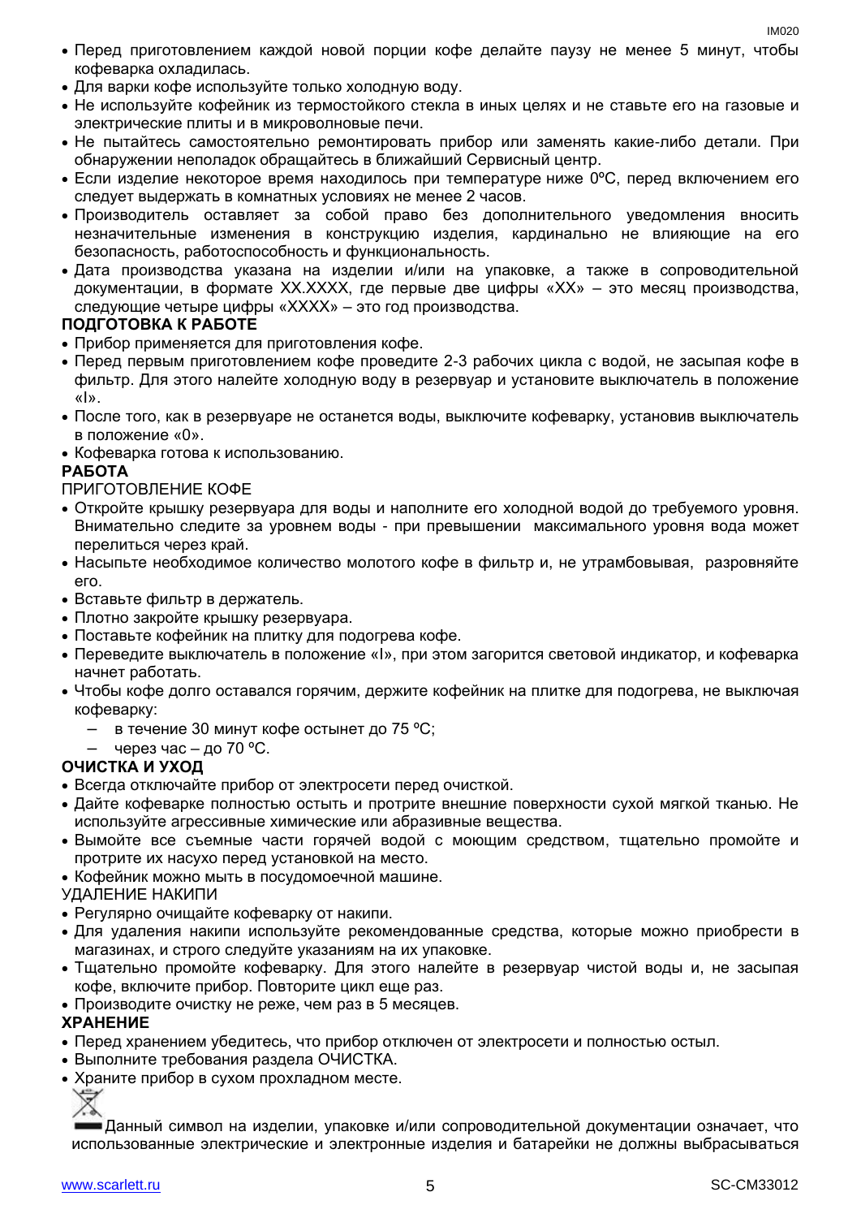- Перед приготовлением каждой новой порции кофе делайте паузу не менее 5 минут, чтобы кофеварка охладилась.
- Для варки кофе используйте только холодную воду.
- Не используйте кофейник из термостойкого стекла в иных целях и не ставьте его на газовые и электрические плиты и в микроволновые печи.
- Не пытайтесь самостоятельно ремонтировать прибор или заменять какие-либо детали. При обнаружении неполадок обращайтесь в ближайший Сервисный центр.
- Если изделие некоторое время находилось при температуре ниже 0ºC, перед включением его следует выдержать в комнатных условиях не менее 2 часов.
- Производитель оставляет за собой право без дополнительного уведомления вносить незначительные изменения в конструкцию изделия, кардинально не влияющие на его безопасность, работоспособность и функциональность.
- Дата производства указана на изделии и/или на упаковке, а также в сопроводительной документации, в формате XX.XXXX, где первые две цифры «XX» – это месяц производства, следующие четыре цифры «XXXX» – это год производства.

**ПОДГОТОВКА К РАБОТЕ**

- Прибор применяется для приготовления кофе.
- Перед первым приготовлением кофе проведите 2-3 рабочих цикла с водой, не засыпая кофе в фильтр. Для этого налейте холодную воду в резервуар и установите выключатель в положение «I».
- После того, как в резервуаре не останется воды, выключите кофеварку, установив выключатель в положение «0».
- Кофеварка готова к использованию.

**РАБОТА**

ПРИГОТОВЛЕНИЕ КОФЕ

- Откройте крышку резервуара для воды и наполните его холодной водой до требуемого уровня. Внимательно следите за уровнем воды - при превышении максимального уровня вода может перелиться через край.
- Насыпьте необходимое количество молотого кофе в фильтр и, не утрамбовывая, разровняйте его.
- Вставьте фильтр в держатель.
- Плотно закройте крышку резервуара.
- Поставьте кофейник на плитку для подогрева кофе.
- Переведите выключатель в положение «I», при этом загорится световой индикатор, и кофеварка начнет работать.
- Чтобы кофе долго оставался горячим, держите кофейник на плитке для подогрева, не выключая кофеварку:
  - в течение 30 минут кофе остынет до 75 ºC;
  - через час – до 70 ºC.

**ОЧИСТКА И УХОД**

- Всегда отключайте прибор от электросети перед очисткой.
- Дайте кофеварке полностью остыть и протрите внешние поверхности сухой мягкой тканью. Не используйте агрессивные химические или абразивные вещества.
- Вымойте все съемные части горячей водой с моющим средством, тщательно промойте и протрите их насухо перед установкой на место.
- Кофейник можно мыть в посудомоечной машине.

УДАЛЕНИЕ НАКИПИ

- Регулярно очищайте кофеварку от накипи.
- Для удаления накипи используйте рекомендованные средства, которые можно приобрести в магазинах, и строго следуйте указаниям на их упаковке.
- Тщательно промойте кофеварку. Для этого налейте в резервуар чистой воды и, не засыпая кофе, включите прибор. Повторите цикл еще раз.
- Производите очистку не реже, чем раз в 5 месяцев.

**ХРАНЕНИЕ**

- Перед хранением убедитесь, что прибор отключен от электросети и полностью остыл.
- Выполните требования раздела ОЧИСТКА.
- Храните прибор в сухом прохладном месте.

Данный символ на изделии, упаковке и/или сопроводительной документации означает, что использованные электрические и электронные изделия и батарейки не должны выбрасываться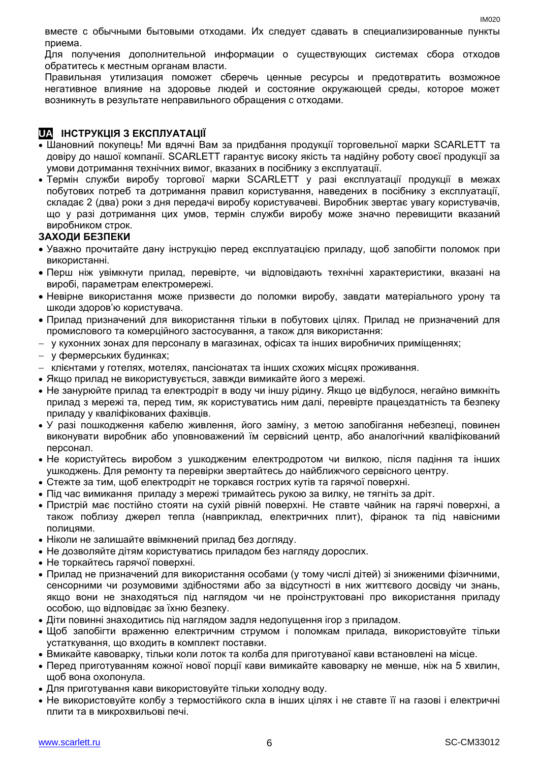вместе с обычными бытовыми отходами. Их следует сдавать в специализированные пункты приема.

Для получения дополнительной информации о существующих системах сбора отходов обратитесь к местным органам власти.

Правильная утилизация поможет сберечь ценные ресурсы и предотвратить возможное негативное влияние на здоровье людей и состояние окружающей среды, которое может возникнуть в результате неправильного обращения с отходами.

## UA ІНСТРУКЦІЯ З ЕКСПЛУАТАЦІЇ

- Шановний покупець! Ми вдячні Вам за придбання продукції торговельної марки SCARLETT та довіру до нашої компанії. SCARLETT гарантує високу якість та надійну роботу своєї продукції за умови дотримання технічних вимог, вказаних в посібнику з експлуатації.
- Термін служби виробу торгової марки SCARLETT у разі експлуатації продукції в межах побутових потреб та дотримання правил користування, наведених в посібнику з експлуатації, складає 2 (два) роки з дня передачі виробу користувачеві. Виробник звертає увагу користувачів, що у разі дотримання цих умов, термін служби виробу може значно перевищити вказаний виробником строк.

### ЗАХОДИ БЕЗПЕКИ

- Уважно прочитайте дану інструкцію перед експлуатацією приладу, щоб запобігти поломок при використанні.
- Перш ніж увімкнути прилад, перевірте, чи відповідають технічні характеристики, вказані на виробі, параметрам електромережі.
- Невірне використання може призвести до поломки виробу, завдати матеріального урону та шкоди здоров'ю користувача.
- Прилад призначений для використання тільки в побутових цілях. Прилад не призначений для промислового та комерційного застосування, а також для використання:
  - у кухонних зонах для персоналу в магазинах, офісах та інших виробничих приміщеннях;
  - у фермерських будинках;
  - клієнтами у готелях, мотелях, пансіонатах та інших схожих місцях проживання.
- Якщо прилад не використовується, завжди вимикайте його з мережі.
- Не занурюйте прилад та електродріт в воду чи іншу рідину. Якщо це відбулося, негайно вимкніть прилад з мережі та, перед тим, як користуватись ним далі, перевірте працездатність та безпеку приладу у кваліфікованих фахівців.
- У разі пошкодження кабелю живлення, його заміну, з метою запобігання небезпеці, повинен виконувати виробник або уповноважений їм сервісний центр, або аналогічний кваліфікований персонал.
- Не користуйтесь виробом з ушкодженим електродротом чи вилкою, після падіння та інших ушкоджень. Для ремонту та перевірки звертайтесь до найближчого сервісного центру.
- Стежте за тим, щоб електродріт не торкався гострих кутів та гарячої поверхні.
- Під час вимикання приладу з мережі тримайтесь рукою за вилку, не тягніть за дріт.
- Пристрій має постійно стояти на сухій рівній поверхні. Не ставте чайник на гарячі поверхні, а також поблизу джерел тепла (наприклад, електричних плит), фіранок та під навісними полицями.
- Ніколи не залишайте ввімкнений прилад без догляду.
- Не дозволяйте дітям користуватись приладом без нагляду дорослих.
- Не торкайтесь гарячої поверхні.
- Прилад не призначений для використання особами (у тому числі дітей) зі зниженими фізичними, сенсорними чи розумовими здібностями або за відсутності в них життєвого досвіду чи знань, якщо вони не знаходяться під наглядом чи не проінструктовані про використання приладу особою, що відповідає за їхню безпеку.
- Діти повинні знаходитись під наглядом задля недопущення ігор з приладом.
- Щоб запобігти враженню електричним струмом і поломкам прилада, використовуйте тільки устаткування, що входить в комплект поставки.
- Вмикайте кавоварку, тільки коли лоток та колба для приготуваної кави встановлені на місце.
- Перед приготуванням кожної нової порції кави вимикайте кавоварку не менше, ніж на 5 хвилин, щоб вона охолонула.
- Для приготування кави використовуйте тільки холодну воду.
- Не використовуйте колбу з термостійкого скла в інших цілях і не ставте її на газові і електричні плити та в микрохвильові печі.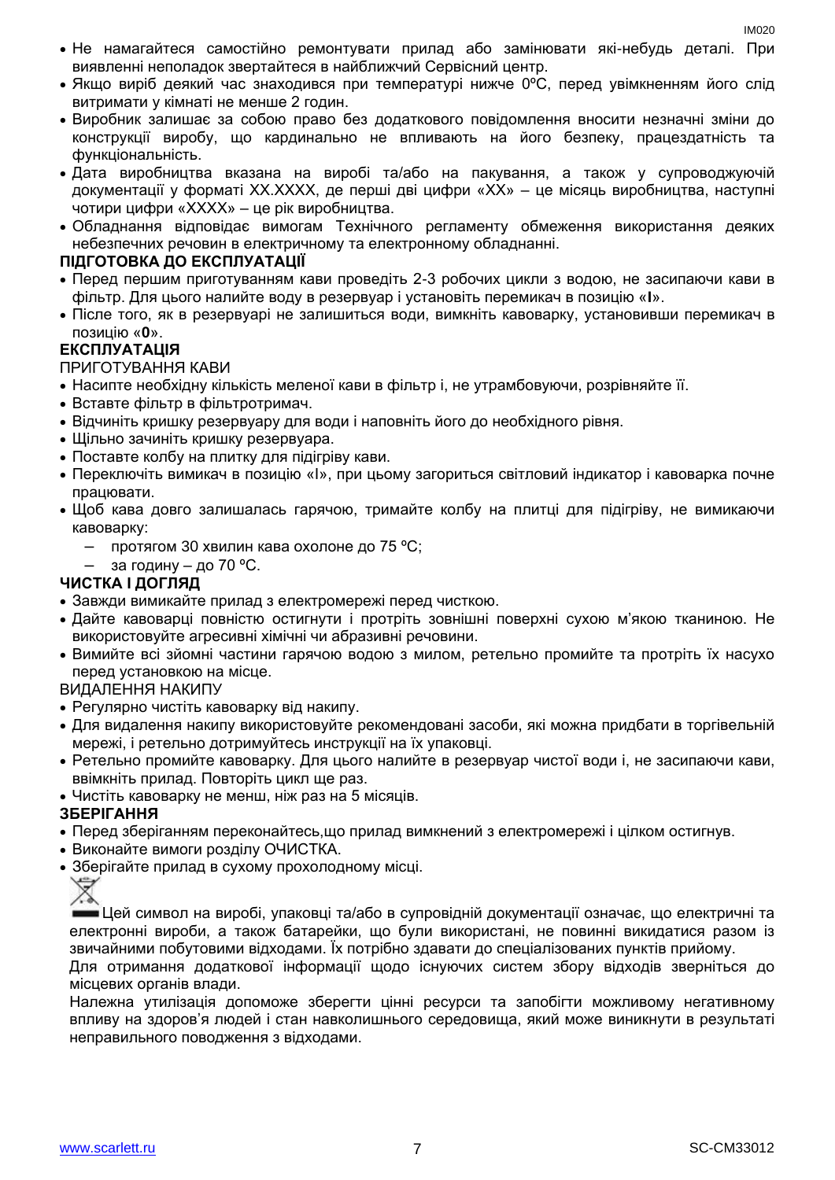- Не намагайтеся самостійно ремонтувати прилад або замінювати які-небудь деталі. При виявленні неполадок звертайтеся в найближчий Сервісний центр.
- Якщо виріб деякий час знаходився при температурі нижче 0ºC, перед увімкненням його слід витримати у кімнаті не менше 2 годин.
- Виробник залишає за собою право без додаткового повідомлення вносити незначні зміни до конструкції виробу, що кардинально не впливають на його безпеку, працездатність та функціональність.
- Дата виробництва вказана на виробі та/або на пакування, а також у супроводжуючій документації у форматі XX.XXXX, де перші дві цифри «XX» – це місяць виробництва, наступні чотири цифри «XXXX» – це рік виробництва.
- Обладнання відповідає вимогам Технічного регламенту обмеження використання деяких небезпечних речовин в електричному та електронному обладнанні.

**ПІДГОТОВКА ДО ЕКСПЛУАТАЦІЇ**

- Перед першим приготуванням кави проведіть 2-3 робочих цикли з водою, не засипаючи кави в фільтр. Для цього налийте воду в резервуар і установіть перемикач в позицію «**I**».
- Після того, як в резервуарі не залишиться води, вимкніть кавоварку, установивши перемикач в позицію «**0**».

**ЕКСПЛУАТАЦІЯ**

ПРИГОТУВАННЯ КАВИ

- Насипте необхідну кількість меленої кави в фільтр і, не утрамбовуючи, розрівняйте її.
- Вставте фільтр в фільтротримач.
- Відчиніть кришку резервуару для води і наповніть його до необхідного рівня.
- Щільно зачиніть кришку резервуара.
- Поставте колбу на плитку для підігріву кави.
- Переключіть вимикач в позицію «I», при цьому загориться світловий індикатор і кавоварка почне працювати.
- Щоб кава довго залишалась гарячою, тримайте колбу на плитці для підігріву, не вимикаючи кавоварку:
  - протягом 30 хвилин кава охолоне до 75 ºC;
  - за годину – до 70 ºC.

**ЧИСТКА І ДОГЛЯД**

- Завжди вимикайте прилад з електромережі перед чисткою.
- Дайте кавоварці повністю остигнути і протріть зовнішні поверхні сухою м'якою тканиною. Не використовуйте агресивні хімічні чи абразивні речовини.
- Вимийте всі зйомні частини гарячою водою з милом, ретельно промийте та протріть їх насухо перед установкою на місце.

ВИДАЛЕННЯ НАКИПУ

- Регулярно чистіть кавоварку від накипу.
- Для видалення накипу використовуйте рекомендовані засоби, які можна придбати в торгівельній мережі, і ретельно дотримуйтесь инструкції на їх упаковці.
- Ретельно промийте кавоварку. Для цього налийте в резервуар чистої води і, не засипаючи кави, ввімкніть прилад. Повторіть цикл ще раз.
- Чистіть кавоварку не менш, ніж раз на 5 місяців.

**ЗБЕРІГАННЯ**

- Перед зберіганням переконайтесь,що прилад вимкнений з електромережі і цілком остигнув.
- Виконайте вимоги розділу ОЧИСТКА.
- Зберігайте прилад в сухому прохолодному місці.

Цей символ на виробі, упаковці та/або в супровідній документації означає, що електричні та електронні вироби, а також батарейки, що були використані, не повинні викидатися разом із звичайними побутовими відходами. Їх потрібно здавати до спеціалізованих пунктів прийому.

Для отримання додаткової інформації щодо існуючих систем збору відходів зверніться до місцевих органів влади.

Належна утилізація допоможе зберегти цінні ресурси та запобігти можливому негативному впливу на здоров'я людей і стан навколишнього середовища, який може виникнути в результаті неправильного поводження з відходами.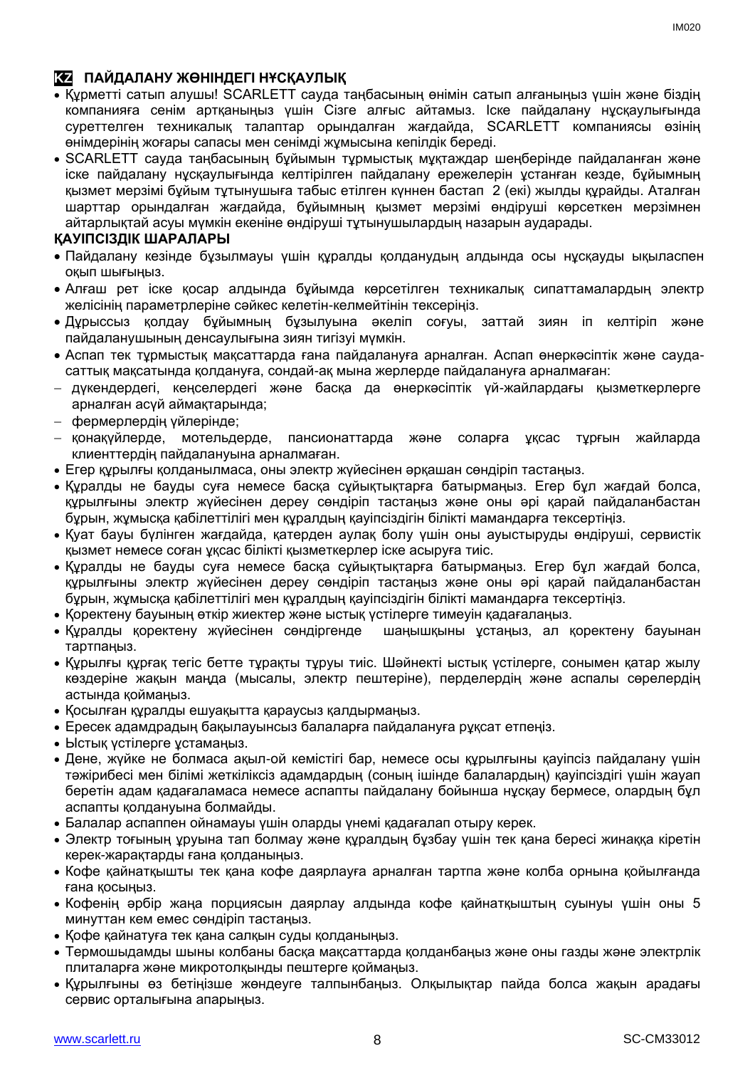## KZ ПАЙДАЛАНУ ЖӨНІНДЕГІ НҰСҚАУЛЫҚ

- Құрметті сатып алушы! SCARLETT сауда таңбасының өнімін сатып алғаныңыз үшін және біздің компанияға сенім артқаныңыз үшін Сізге алғыс айтамыз. Іске пайдалану нұсқаулығында суреттелген техникалық талаптар орындалған жағдайда, SCARLETT компаниясы өзінің өнімдерінің жоғары сапасы мен сенімді жұмысына кепілдік береді.
- SCARLETT сауда таңбасының бұйымын тұрмыстық мұқтаждар шеңберінде пайдаланған және іске пайдалану нұсқаулығында келтірілген пайдалану ережелерін ұстанған кезде, бұйымның қызмет мерзімі бұйым тұтынушыға табыс етілген күннен бастап 2 (екі) жылды құрайды. Аталған шарттар орындалған жағдайда, бұйымның қызмет мерзімі өндіруші көрсеткен мерзімнен айтарлықтай асуы мүмкін екеніне өндіруші тұтынушылардың назарын аударады.

**ҚАУІПСІЗДІК ШАРАЛАРЫ**

- Пайдалану кезінде бұзылмауы үшін құралды қолданудың алдында осы нұсқауды ықыласпен оқып шығыңыз.
- Алғаш рет іске қосар алдында бұйымда көрсетілген техникалық сипаттамалардың электр желісінің параметрлеріне сәйкес келетін-келмейтінін тексеріңіз.
- Дұрыссыз қолдау бұйымның бұзылуына әкеліп соғуы, заттай зиян іп келтіріп және пайдаланушының денсаулығына зиян тигізуі мүмкін.
- Аспап тек тұрмыстық мақсаттарда ғана пайдалануға арналған. Аспап өнеркәсіптік және сауда-саттық мақсатында қолдануға, сондай-ақ мына жерлерде пайдалануға арналмаған:
  - дүкендердегі, кеңселердегі және басқа да өнеркәсіптік үй-жайлардағы қызметкерлерге арналған асүй аймақтарында;
  - фермерлердің үйлерінде;
  - қонақүйлерде, мотельдерде, пансионаттарда және соларға ұқсас тұрғын жайларда клиенттердің пайдалануына арналмаған.
- Егер құрылғы қолданылмаса, оны электр жүйесінен әрқашан сөндіріп тастаңыз.
- Құралды не бауды суға немесе басқа сұйықтықтарға батырмаңыз. Егер бұл жағдай болса, құрылғыны электр жүйесінен дереу сөндіріп тастаңыз және оны әрі қарай пайдаланбастан бұрын, жұмысқа қабілеттілігі мен құралдың қауіпсіздігін білікті мамандарға тексертіңіз.
- Қуат бауы бүлінген жағдайда, қатерден аулақ болу үшін оны ауыстыруды өндіруші, сервистік қызмет немесе соған ұқсас білікті қызметкерлер іске асыруға тиіс.
- Құралды не бауды суға немесе басқа сұйықтықтарға батырмаңыз. Егер бұл жағдай болса, құрылғыны электр жүйесінен дереу сөндіріп тастаңыз және оны әрі қарай пайдаланбастан бұрын, жұмысқа қабілеттілігі мен құралдың қауіпсіздігін білікті мамандарға тексертіңіз.
- Қоректену бауының өткір жиектер және ыстық үстілерге тимеуін қадағалаңыз.
- Құралды қоректену жүйесінен сөндіргенде шаңышқыны ұстаңыз, ал қоректену бауынан тартпаңыз.
- Құрылғы құрғақ тегіс бетте тұрақты тұруы тиіс. Шәйнекті ыстық үстілерге, сонымен қатар жылу көздеріне жақын маңда (мысалы, электр пештеріне), перделердің және аспалы сөрелердің астында қоймаңыз.
- Қосылған құралды ешуақытта қараусыз қалдырмаңыз.
- Ересек адамдрадың бақылауынсыз балаларға пайдалануға рұқсат етпеңіз.
- Ыстық үстілерге ұстамаңыз.
- Дене, жүйке не болмаса ақыл-ой кемістігі бар, немесе осы құрылғыны қауіпсіз пайдалану үшін тәжірибесі мен білімі жеткіліксіз адамдардың (соның ішінде балалардың) қауіпсіздігі үшін жауап беретін адам қадағаламаса немесе аспапты пайдалану бойынша нұсқау бермесе, олардың бұл аспапты қолдануына болмайды.
- Балалар аспаппен ойнамауы үшін оларды үнемі қадағалап отыру керек.
- Электр тоғының ұруына тап болмау және құралдың бұзбау үшін тек қана бересі жинаққа кіретін керек-жарақтарды ғана қолданыңыз.
- Кофе қайнатқышты тек қана кофе даярлауға арналған тартпа және колба орнына қойылғанда ғана қосыңыз.
- Кофенің әрбір жаңа порциясын даярлау алдында кофе қайнатқыштың суынуы үшін оны 5 минуттан кем емес сөндіріп тастаңыз.
- Қофе қайнатуға тек қана салқын суды қолданыңыз.
- Термошыдамды шыны колбаны басқа мақсаттарда қолданбаңыз және оны газды және электрлік плиталарға және микротолқынды пештерге қоймаңыз.
- Құрылғыны өз бетіңізше жөндеуге талпынбаңыз. Олқылықтар пайда болса жақын арадағы сервис орталығына апарыңыз.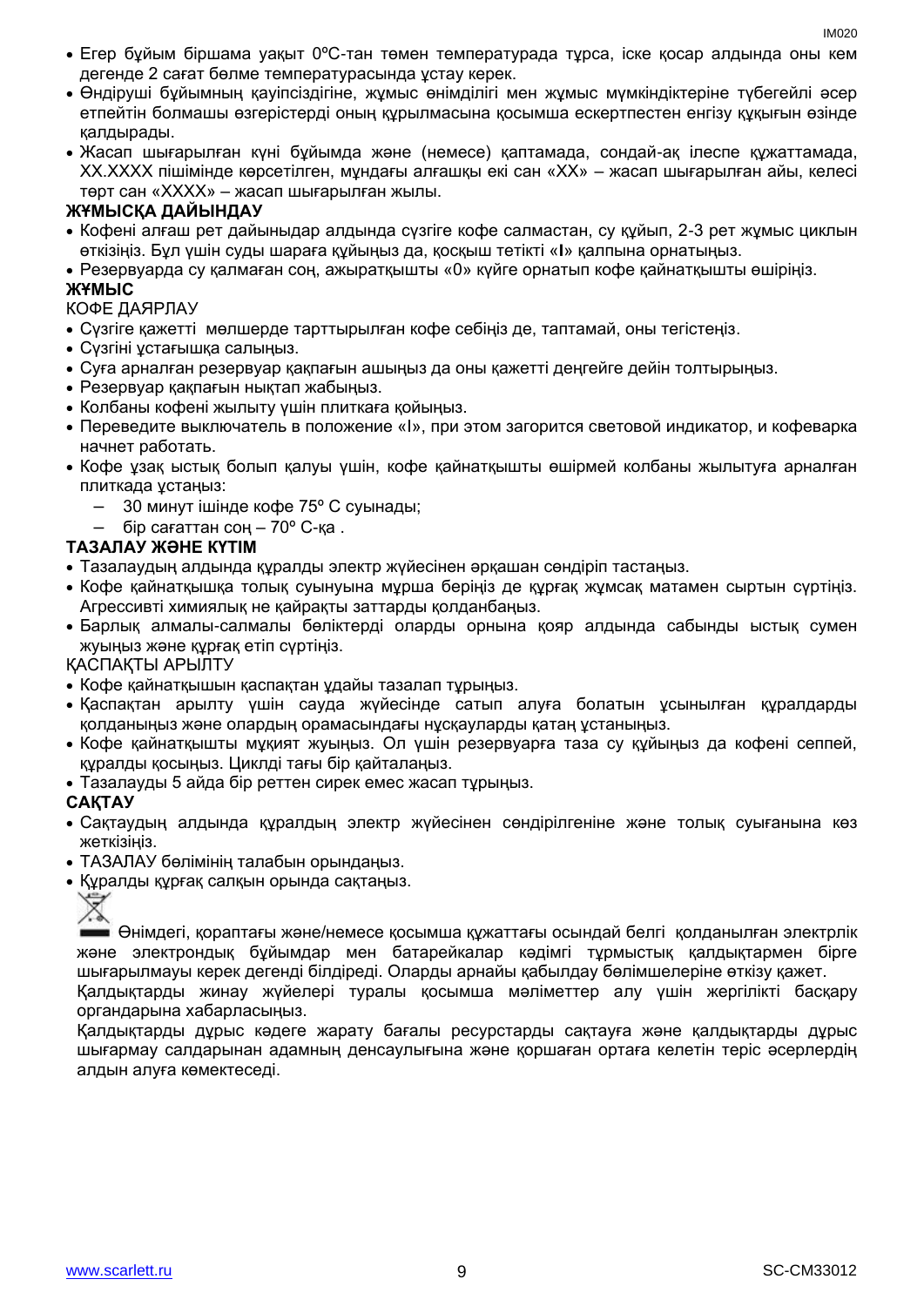- Егер бұйым біршама уақыт 0ºС-тан төмен температурада тұрса, іске қосар алдында оны кем дегенде 2 сағат бөлме температурасында ұстау керек.
- Өндіруші бұйымның қауіпсіздігіне, жұмыс өнімділігі мен жұмыс мүмкіндіктеріне түбегейлі әсер етпейтін болмашы өзгерістерді оның құрылмасына қосымша ескертпестен енгізу құқығын өзінде қалдырады.
- Жасап шығарылған күні бұйымда және (немесе) қаптамада, сондай-ақ ілеспе құжаттамада, XX.XXXX пішімінде көрсетілген, мұндағы алғашқы екі сан «XX» – жасап шығарылған айы, келесі төрт сан «XXXX» – жасап шығарылған жылы.

**ЖҰМЫСҚА ДАЙЫНДАУ**

- Кофені алғаш рет дайындар алдында сүзгіге кофе салмастан, су құйып, 2-3 рет жұмыс циклын өткізіңіз. Бұл үшін суды шараға құйыңыз да, қосқыш тетікті «**I**» қалпына орнатыңыз.
- Резервуарда су қалмаған соң, ажыратқышты «0» күйге орнатып кофе қайнатқышты өшіріңіз.

**ЖҰМЫС**

КОФЕ ДАЯРЛАУ

- Сүзгіге қажетті мөлшерде тарттырылған кофе себіңіз де, таптамай, оны тегістеңіз.
- Сүзгіні ұстағышқа салыңыз.
- Суға арналған резервуар қақпағын ашыңыз да оны қажетті деңгейге дейін толтырыңыз.
- Резервуар қақпағын нықтап жабыңыз.
- Колбаны кофені жылыту үшін плиткаға қойыңыз.
- Переведите выключатель в положение «I», при этом загорится световой индикатор, и кофеварка начнет работать.
- Кофе ұзақ ыстық болып қалуы үшін, кофе қайнатқышты өшірмей колбаны жылытуға арналған плиткада ұстаңыз:
  - 30 минут ішінде кофе 75º С суынады;
  - бір сағаттан соң – 70º С-қа .

**ТАЗАЛАУ ЖӘНЕ КҮТІМ**

- Тазалаудың алдында құралды электр жүйесінен әрқашан сөндіріп тастаңыз.
- Кофе қайнатқышқа толық суынуына мұрша беріңіз де құрғақ жұмсақ матамен сыртын сүртіңіз. Агрессивті химиялық не қайрақты заттарды қолданбаңыз.
- Барлық алмалы-салмалы бөліктерді оларды орнына қояр алдында сабынды ыстық сумен жуыңыз және құрғақ етіп сүртіңіз.

ҚАСПАҚТЫ АРЫЛТУ

- Кофе қайнатқышын қаспақтан ұдайы тазалап тұрыңыз.
- Қаспақтан арылту үшін сауда жүйесінде сатып алуға болатын ұсынылған құралдарды қолданыңыз және олардың орамасындағы нұсқауларды қатаң ұстаныңыз.
- Кофе қайнатқышты мұқият жуыңыз. Ол үшін резервуарға таза су құйыңыз да кофені сеппей, құралды қосыңыз. Циклді тағы бір қайталаңыз.
- Тазалауды 5 айда бір реттен сирек емес жасап тұрыңыз.

**САҚТАУ**

- Сақтаудың алдында құралдың электр жүйесінен сөндірілгеніне және толық суығанына көз жеткізіңіз.
- ТАЗАЛАУ бөлімінің талабын орындаңыз.
- Құралды құрғақ салқын орында сақтаңыз.

Өнімдегі, қораптағы және/немесе қосымша құжаттағы осындай белгі қолданылған электрлік және электрондық бұйымдар мен батарейкалар кәдімгі тұрмыстық қалдықтармен бірге шығарылмауы керек дегенді білдіреді. Оларды арнайы қабылдау бөлімшелеріне өткізу қажет.

Қалдықтарды жинау жүйелері туралы қосымша мәліметтер алу үшін жергілікті басқару органдарына хабарласыңыз.

Қалдықтарды дұрыс кәдеге жарату бағалы ресурстарды сақтауға және қалдықтарды дұрыс шығармау салдарынан адамның денсаулығына және қоршаған ортаға келетін теріс әсерлердің алдын алуға көмектеседі.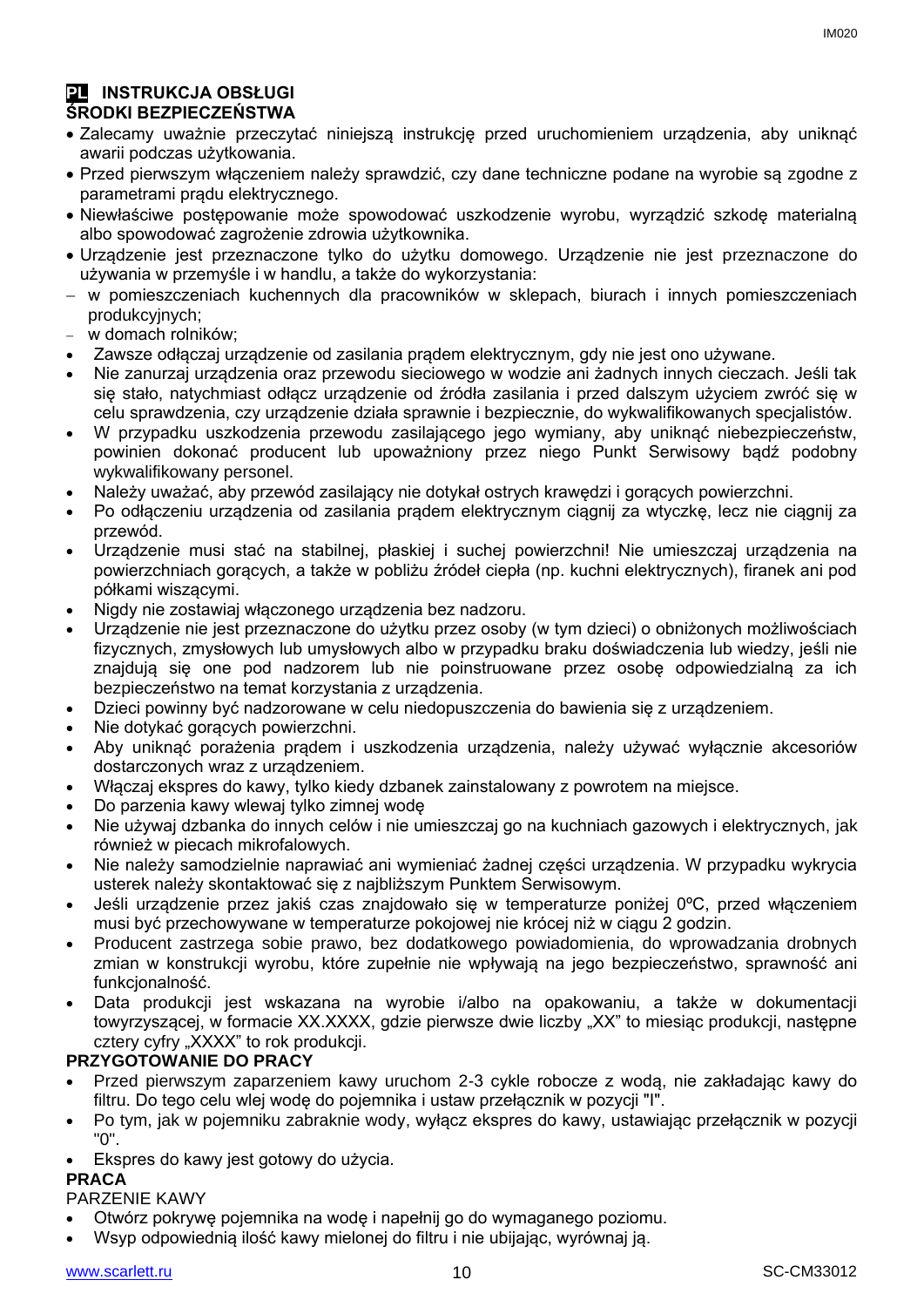## PL INSTRUKCJA OBSŁUGI

### ŚRODKI BEZPIECZEŃSTWA

- Zalecamy uważnie przeczytać niniejszą instrukcję przed uruchomieniem urządzenia, aby uniknąć awarii podczas użytkowania.
- Przed pierwszym włączeniem należy sprawdzić, czy dane techniczne podane na wyrobie są zgodne z parametrami prądu elektrycznego.
- Niewłaściwe postępowanie może spowodować uszkodzenie wyrobu, wyrządzić szkodę materialną albo spowodować zagrożenie zdrowia użytkownika.
- Urządzenie jest przeznaczone tylko do użytku domowego. Urządzenie nie jest przeznaczone do używania w przemyśle i w handlu, a także do wykorzystania:
  - w pomieszczeniach kuchennych dla pracowników w sklepach, biurach i innych pomieszczeniach produkcyjnych;
  - w domach rolników;
- Zawsze odłączaj urządzenie od zasilania prądem elektrycznym, gdy nie jest ono używane.
- Nie zanurzaj urządzenia oraz przewodu sieciowego w wodzie ani żadnych innych cieczach. Jeśli tak się stało, natychmiast odłącz urządzenie od źródła zasilania i przed dalszym użyciem zwróć się w celu sprawdzenia, czy urządzenie działa sprawnie i bezpiecznie, do wykwalifikowanych specjalistów.
- W przypadku uszkodzenia przewodu zasilającego jego wymiany, aby uniknąć niebezpieczeństw, powinien dokonać producent lub upoważniony przez niego Punkt Serwisowy bądź podobny wykwalifikowany personel.
- Należy uważać, aby przewód zasilający nie dotykał ostrych krawędzi i gorących powierzchni.
- Po odłączeniu urządzenia od zasilania prądem elektrycznym ciągnij za wtyczkę, lecz nie ciągnij za przewód.
- Urządzenie musi stać na stabilnej, płaskiej i suchej powierzchni! Nie umieszczaj urządzenia na powierzchniach gorących, a także w pobliżu źródeł ciepła (np. kuchni elektrycznych), firanek ani pod półkami wiszącymi.
- Nigdy nie zostawiaj włączonego urządzenia bez nadzoru.
- Urządzenie nie jest przeznaczone do użytku przez osoby (w tym dzieci) o obniżonych możliwościach fizycznych, zmysłowych lub umysłowych albo w przypadku braku doświadczenia lub wiedzy, jeśli nie znajdują się one pod nadzorem lub nie poinstruowane przez osobę odpowiedzialną za ich bezpieczeństwo na temat korzystania z urządzenia.
- Dzieci powinny być nadzorowane w celu niedopuszczenia do bawienia się z urządzeniem.
- Nie dotykać gorących powierzchni.
- Aby uniknąć porażenia prądem i uszkodzenia urządzenia, należy używać wyłącznie akcesoriów dostarczonych wraz z urządzeniem.
- Włączaj ekspres do kawy, tylko kiedy dzbanek zainstalowany z powrotem na miejsce.
- Do parzenia kawy wlewaj tylko zimnej wodę
- Nie używaj dzbanka do innych celów i nie umieszczaj go na kuchniach gazowych i elektrycznych, jak również w piecach mikrofalowych.
- Nie należy samodzielnie naprawiać ani wymieniać żadnej części urządzenia. W przypadku wykrycia usterek należy skontaktować się z najbliższym Punktem Serwisowym.
- Jeśli urządzenie przez jakiś czas znajdowało się w temperaturze poniżej 0ºC, przed włączeniem musi być przechowywane w temperaturze pokojowej nie krócej niż w ciągu 2 godzin.
- Producent zastrzega sobie prawo, bez dodatkowego powiadomienia, do wprowadzania drobnych zmian w konstrukcji wyrobu, które zupełnie nie wpływają na jego bezpieczeństwo, sprawność ani funkcjonalność.
- Data produkcji jest wskazana na wyrobie i/albo na opakowaniu, a także w dokumentacji towyrzyszącej, w formacie XX.XXXX, gdzie pierwsze dwie liczby „XX" to miesiąc produkcji, następne cztery cyfry „XXXX" to rok produkcji.

### PRZYGOTOWANIE DO PRACY

- Przed pierwszym zaparzeniem kawy uruchom 2-3 cykle robocze z wodą, nie zakładając kawy do filtru. Do tego celu wlej wodę do pojemnika i ustaw przełącznik w pozycji "I".
- Po tym, jak w pojemniku zabraknie wody, wyłącz ekspres do kawy, ustawiając przełącznik w pozycji "0".
- Ekspres do kawy jest gotowy do użycia.

### PRACA

PARZENIE KAWY

- Otwórz pokrywę pojemnika na wodę i napełnij go do wymaganego poziomu.
- Wsyp odpowiednią ilość kawy mielonej do filtru i nie ubijając, wyrównaj ją.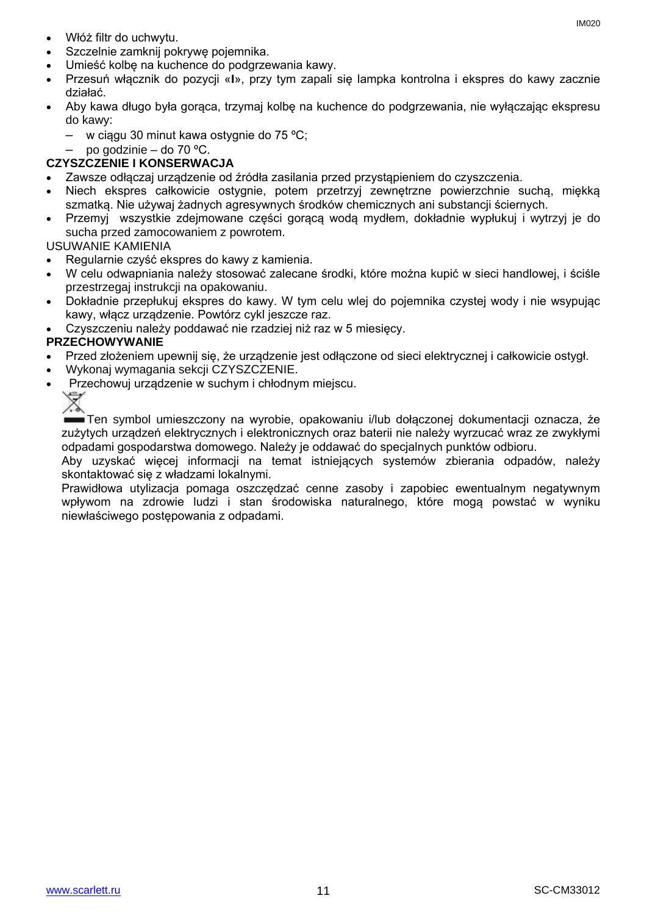- Włóż filtr do uchwytu.
- Szczelnie zamknij pokrywę pojemnika.
- Umieść kolbę na kuchence do podgrzewania kawy.
- Przesuń włącznik do pozycji «I», przy tym zapali się lampka kontrolna i ekspres do kawy zacznie działać.
- Aby kawa długo była gorąca, trzymaj kolbę na kuchence do podgrzewania, nie wyłączając ekspresu do kawy:
  - w ciągu 30 minut kawa ostygnie do 75 ºC;
  - po godzinie – do 70 ºC.

**CZYSZCZENIE I KONSERWACJA**

- Zawsze odłączaj urządzenie od źródła zasilania przed przystąpieniem do czyszczenia.
- Niech ekspres całkowicie ostygnie, potem przetrzyj zewnętrzne powierzchnie suchą, miękką szmatką. Nie używaj żadnych agresywnych środków chemicznych ani substancji ściernych.
- Przemyj wszystkie zdejmowane części gorącą wodą mydłem, dokładnie wypłukuj i wytrzyj je do sucha przed zamocowaniem z powrotem.

USUWANIE KAMIENIA

- Regularnie czyść ekspres do kawy z kamienia.
- W celu odwapniania należy stosować zalecane środki, które można kupić w sieci handlowej, i ściśle przestrzegaj instrukcji na opakowaniu.
- Dokładnie przepłukuj ekspres do kawy. W tym celu wlej do pojemnika czystej wody i nie wsypując kawy, włącz urządzenie. Powtórz cykl jeszcze raz.
- Czyszczeniu należy poddawać nie rzadziej niż raz w 5 miesięcy.

**PRZECHOWYWANIE**

- Przed złożeniem upewnij się, że urządzenie jest odłączone od sieci elektrycznej i całkowicie ostygł.
- Wykonaj wymagania sekcji CZYSZCZENIE.
- Przechowuj urządzenie w suchym i chłodnym miejscu.

Ten symbol umieszczony na wyrobie, opakowaniu i/lub dołączonej dokumentacji oznacza, że zużytych urządzeń elektrycznych i elektronicznych oraz baterii nie należy wyrzucać wraz ze zwykłymi odpadami gospodarstwa domowego. Należy je oddawać do specjalnych punktów odbioru.

Aby uzyskać więcej informacji na temat istniejących systemów zbierania odpadów, należy skontaktować się z władzami lokalnymi.

Prawidłowa utylizacja pomaga oszczędzać cenne zasoby i zapobiec ewentualnym negatywnym wpływom na zdrowie ludzi i stan środowiska naturalnego, które mogą powstać w wyniku niewłaściwego postępowania z odpadami.